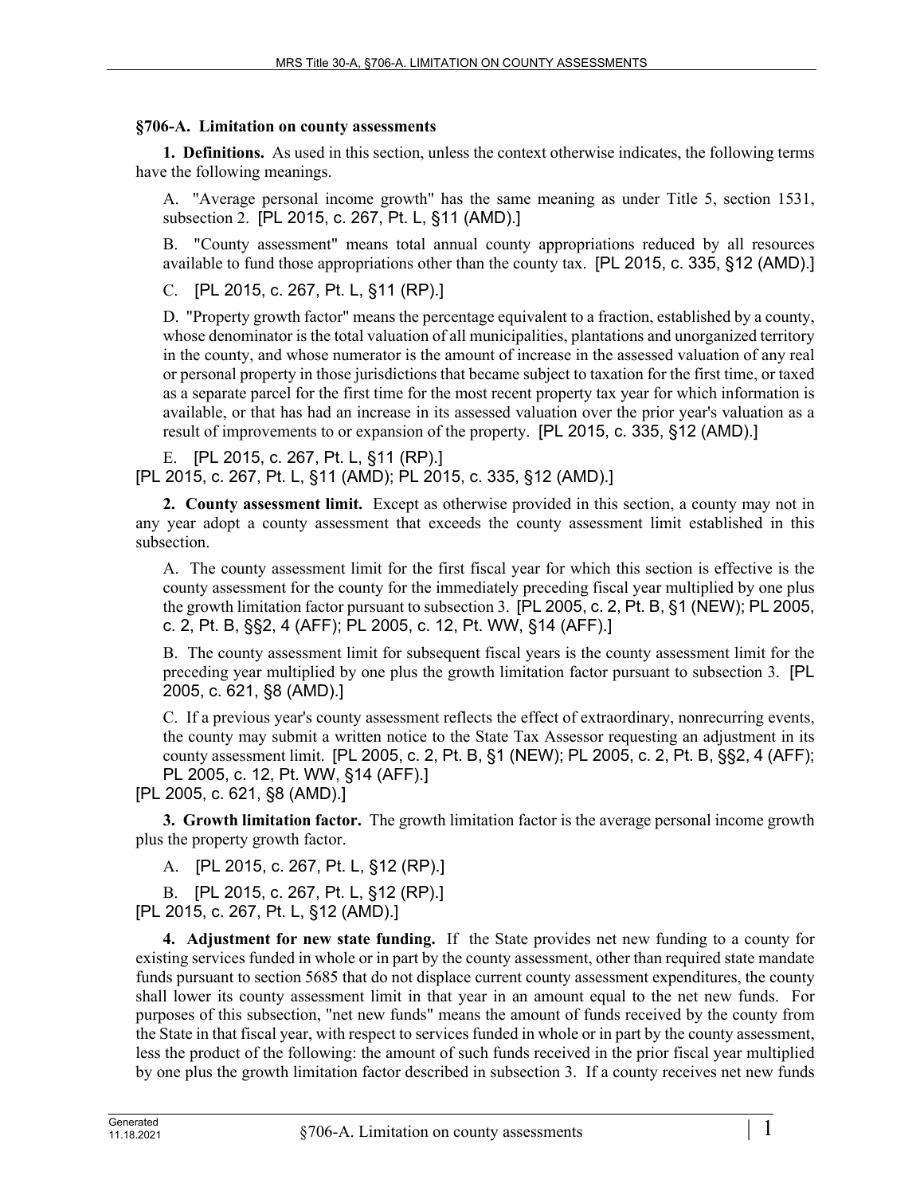**§706-A. Limitation on county assessments**

**1. Definitions.** As used in this section, unless the context otherwise indicates, the following terms have the following meanings.

A. "Average personal income growth" has the same meaning as under Title 5, section 1531, subsection 2. [PL 2015, c. 267, Pt. L, §11 (AMD).]

B. "County assessment" means total annual county appropriations reduced by all resources available to fund those appropriations other than the county tax. [PL 2015, c. 335, §12 (AMD).]

C. [PL 2015, c. 267, Pt. L, §11 (RP).]

D. "Property growth factor" means the percentage equivalent to a fraction, established by a county, whose denominator is the total valuation of all municipalities, plantations and unorganized territory in the county, and whose numerator is the amount of increase in the assessed valuation of any real or personal property in those jurisdictions that became subject to taxation for the first time, or taxed as a separate parcel for the first time for the most recent property tax year for which information is available, or that has had an increase in its assessed valuation over the prior year's valuation as a result of improvements to or expansion of the property. [PL 2015, c. 335, §12 (AMD).]

E. [PL 2015, c. 267, Pt. L, §11 (RP).]

[PL 2015, c. 267, Pt. L, §11 (AMD); PL 2015, c. 335, §12 (AMD).]

**2. County assessment limit.** Except as otherwise provided in this section, a county may not in any year adopt a county assessment that exceeds the county assessment limit established in this subsection.

A. The county assessment limit for the first fiscal year for which this section is effective is the county assessment for the county for the immediately preceding fiscal year multiplied by one plus the growth limitation factor pursuant to subsection 3. [PL 2005, c. 2, Pt. B, §1 (NEW); PL 2005, c. 2, Pt. B, §§2, 4 (AFF); PL 2005, c. 12, Pt. WW, §14 (AFF).]

B. The county assessment limit for subsequent fiscal years is the county assessment limit for the preceding year multiplied by one plus the growth limitation factor pursuant to subsection 3. [PL 2005, c. 621, §8 (AMD).]

C. If a previous year's county assessment reflects the effect of extraordinary, nonrecurring events, the county may submit a written notice to the State Tax Assessor requesting an adjustment in its county assessment limit. [PL 2005, c. 2, Pt. B, §1 (NEW); PL 2005, c. 2, Pt. B, §§2, 4 (AFF); PL 2005, c. 12, Pt. WW, §14 (AFF).]

[PL 2005, c. 621, §8 (AMD).]

**3. Growth limitation factor.** The growth limitation factor is the average personal income growth plus the property growth factor.

A. [PL 2015, c. 267, Pt. L, §12 (RP).]

B. [PL 2015, c. 267, Pt. L, §12 (RP).]

[PL 2015, c. 267, Pt. L, §12 (AMD).]

**4. Adjustment for new state funding.** If the State provides net new funding to a county for existing services funded in whole or in part by the county assessment, other than required state mandate funds pursuant to section 5685 that do not displace current county assessment expenditures, the county shall lower its county assessment limit in that year in an amount equal to the net new funds. For purposes of this subsection, "net new funds" means the amount of funds received by the county from the State in that fiscal year, with respect to services funded in whole or in part by the county assessment, less the product of the following: the amount of such funds received in the prior fiscal year multiplied by one plus the growth limitation factor described in subsection 3. If a county receives net new funds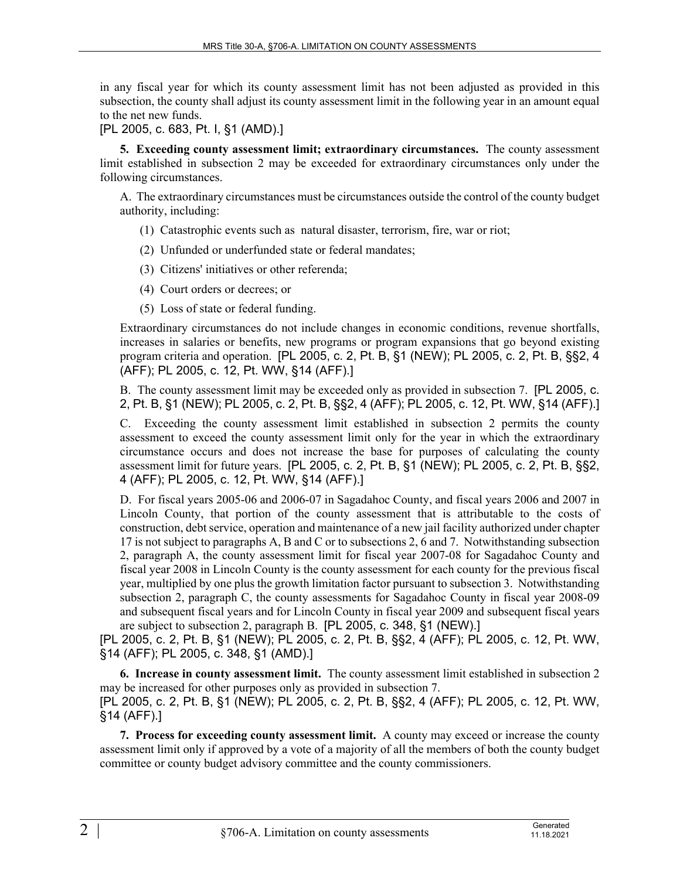in any fiscal year for which its county assessment limit has not been adjusted as provided in this subsection, the county shall adjust its county assessment limit in the following year in an amount equal to the net new funds.

[PL 2005, c. 683, Pt. I, §1 (AMD).]

**5. Exceeding county assessment limit; extraordinary circumstances.** The county assessment limit established in subsection 2 may be exceeded for extraordinary circumstances only under the following circumstances.

A. The extraordinary circumstances must be circumstances outside the control of the county budget authority, including:

(1) Catastrophic events such as natural disaster, terrorism, fire, war or riot;

(2) Unfunded or underfunded state or federal mandates;

(3) Citizens' initiatives or other referenda;

(4) Court orders or decrees; or

(5) Loss of state or federal funding.

Extraordinary circumstances do not include changes in economic conditions, revenue shortfalls, increases in salaries or benefits, new programs or program expansions that go beyond existing program criteria and operation. [PL 2005, c. 2, Pt. B, §1 (NEW); PL 2005, c. 2, Pt. B, §§2, 4 (AFF); PL 2005, c. 12, Pt. WW, §14 (AFF).]

B. The county assessment limit may be exceeded only as provided in subsection 7. [PL 2005, c. 2, Pt. B, §1 (NEW); PL 2005, c. 2, Pt. B, §§2, 4 (AFF); PL 2005, c. 12, Pt. WW, §14 (AFF).]

C. Exceeding the county assessment limit established in subsection 2 permits the county assessment to exceed the county assessment limit only for the year in which the extraordinary circumstance occurs and does not increase the base for purposes of calculating the county assessment limit for future years. [PL 2005, c. 2, Pt. B, §1 (NEW); PL 2005, c. 2, Pt. B, §§2, 4 (AFF); PL 2005, c. 12, Pt. WW, §14 (AFF).]

D. For fiscal years 2005-06 and 2006-07 in Sagadahoc County, and fiscal years 2006 and 2007 in Lincoln County, that portion of the county assessment that is attributable to the costs of construction, debt service, operation and maintenance of a new jail facility authorized under chapter 17 is not subject to paragraphs A, B and C or to subsections 2, 6 and 7. Notwithstanding subsection 2, paragraph A, the county assessment limit for fiscal year 2007-08 for Sagadahoc County and fiscal year 2008 in Lincoln County is the county assessment for each county for the previous fiscal year, multiplied by one plus the growth limitation factor pursuant to subsection 3. Notwithstanding subsection 2, paragraph C, the county assessments for Sagadahoc County in fiscal year 2008-09 and subsequent fiscal years and for Lincoln County in fiscal year 2009 and subsequent fiscal years are subject to subsection 2, paragraph B. [PL 2005, c. 348, §1 (NEW).]

[PL 2005, c. 2, Pt. B, §1 (NEW); PL 2005, c. 2, Pt. B, §§2, 4 (AFF); PL 2005, c. 12, Pt. WW, §14 (AFF); PL 2005, c. 348, §1 (AMD).]

**6. Increase in county assessment limit.** The county assessment limit established in subsection 2 may be increased for other purposes only as provided in subsection 7.

[PL 2005, c. 2, Pt. B, §1 (NEW); PL 2005, c. 2, Pt. B, §§2, 4 (AFF); PL 2005, c. 12, Pt. WW, §14 (AFF).]

**7. Process for exceeding county assessment limit.** A county may exceed or increase the county assessment limit only if approved by a vote of a majority of all the members of both the county budget committee or county budget advisory committee and the county commissioners.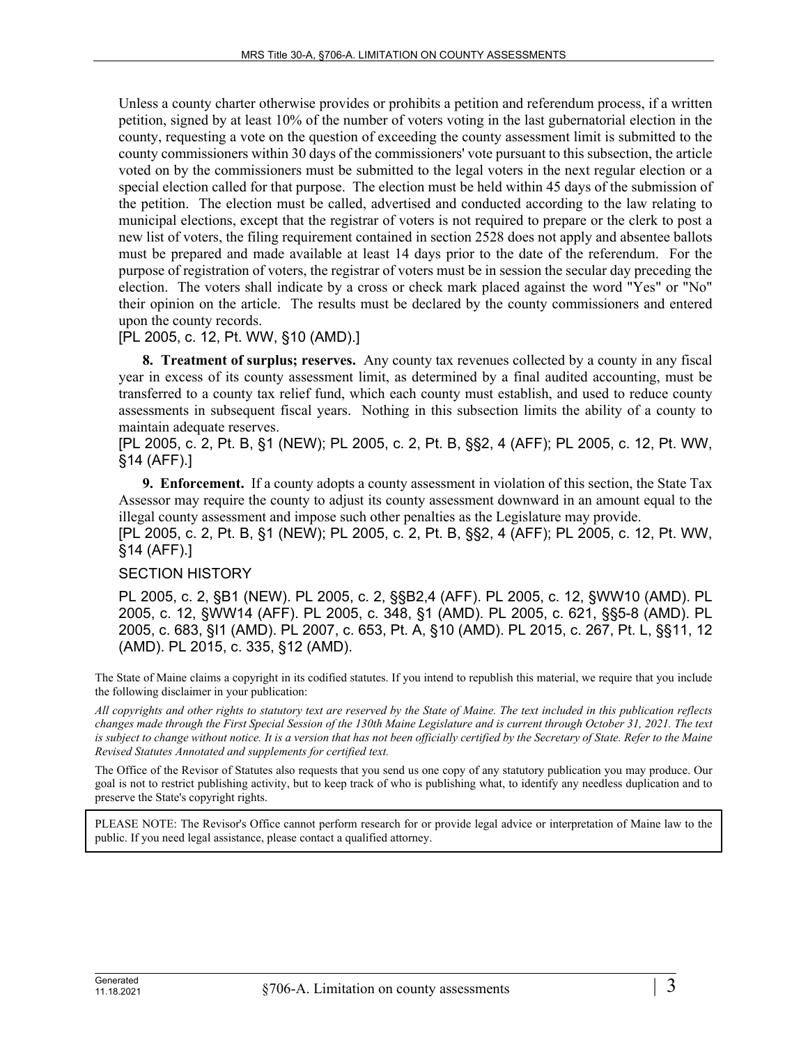Unless a county charter otherwise provides or prohibits a petition and referendum process, if a written petition, signed by at least 10% of the number of voters voting in the last gubernatorial election in the county, requesting a vote on the question of exceeding the county assessment limit is submitted to the county commissioners within 30 days of the commissioners' vote pursuant to this subsection, the article voted on by the commissioners must be submitted to the legal voters in the next regular election or a special election called for that purpose. The election must be held within 45 days of the submission of the petition. The election must be called, advertised and conducted according to the law relating to municipal elections, except that the registrar of voters is not required to prepare or the clerk to post a new list of voters, the filing requirement contained in section 2528 does not apply and absentee ballots must be prepared and made available at least 14 days prior to the date of the referendum. For the purpose of registration of voters, the registrar of voters must be in session the secular day preceding the election. The voters shall indicate by a cross or check mark placed against the word "Yes" or "No" their opinion on the article. The results must be declared by the county commissioners and entered upon the county records.

[PL 2005, c. 12, Pt. WW, §10 (AMD).]

**8. Treatment of surplus; reserves.** Any county tax revenues collected by a county in any fiscal year in excess of its county assessment limit, as determined by a final audited accounting, must be transferred to a county tax relief fund, which each county must establish, and used to reduce county assessments in subsequent fiscal years. Nothing in this subsection limits the ability of a county to maintain adequate reserves.

[PL 2005, c. 2, Pt. B, §1 (NEW); PL 2005, c. 2, Pt. B, §§2, 4 (AFF); PL 2005, c. 12, Pt. WW, §14 (AFF).]

**9. Enforcement.** If a county adopts a county assessment in violation of this section, the State Tax Assessor may require the county to adjust its county assessment downward in an amount equal to the illegal county assessment and impose such other penalties as the Legislature may provide.

[PL 2005, c. 2, Pt. B, §1 (NEW); PL 2005, c. 2, Pt. B, §§2, 4 (AFF); PL 2005, c. 12, Pt. WW, §14 (AFF).]

SECTION HISTORY

PL 2005, c. 2, §B1 (NEW). PL 2005, c. 2, §§B2,4 (AFF). PL 2005, c. 12, §WW10 (AMD). PL 2005, c. 12, §WW14 (AFF). PL 2005, c. 348, §1 (AMD). PL 2005, c. 621, §§5-8 (AMD). PL 2005, c. 683, §I1 (AMD). PL 2007, c. 653, Pt. A, §10 (AMD). PL 2015, c. 267, Pt. L, §§11, 12 (AMD). PL 2015, c. 335, §12 (AMD).

The State of Maine claims a copyright in its codified statutes. If you intend to republish this material, we require that you include the following disclaimer in your publication:

*All copyrights and other rights to statutory text are reserved by the State of Maine. The text included in this publication reflects changes made through the First Special Session of the 130th Maine Legislature and is current through October 31, 2021. The text is subject to change without notice. It is a version that has not been officially certified by the Secretary of State. Refer to the Maine Revised Statutes Annotated and supplements for certified text.*

The Office of the Revisor of Statutes also requests that you send us one copy of any statutory publication you may produce. Our goal is not to restrict publishing activity, but to keep track of who is publishing what, to identify any needless duplication and to preserve the State's copyright rights.

PLEASE NOTE: The Revisor's Office cannot perform research for or provide legal advice or interpretation of Maine law to the public. If you need legal assistance, please contact a qualified attorney.